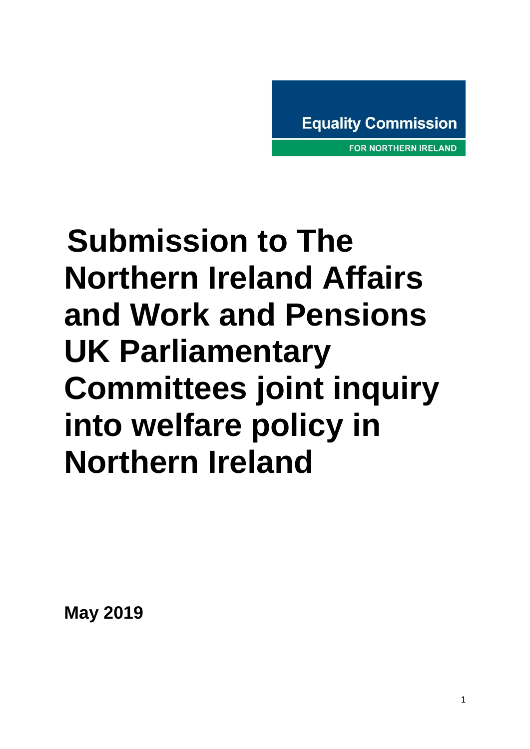Equality Commission

FOR NORTHERN IRELAND

# Submission to The Northern Ireland Affairs and Work and Pensions UK Parliamentary Committees joint inquiry into welfare policy in Northern Ireland

**May 2019**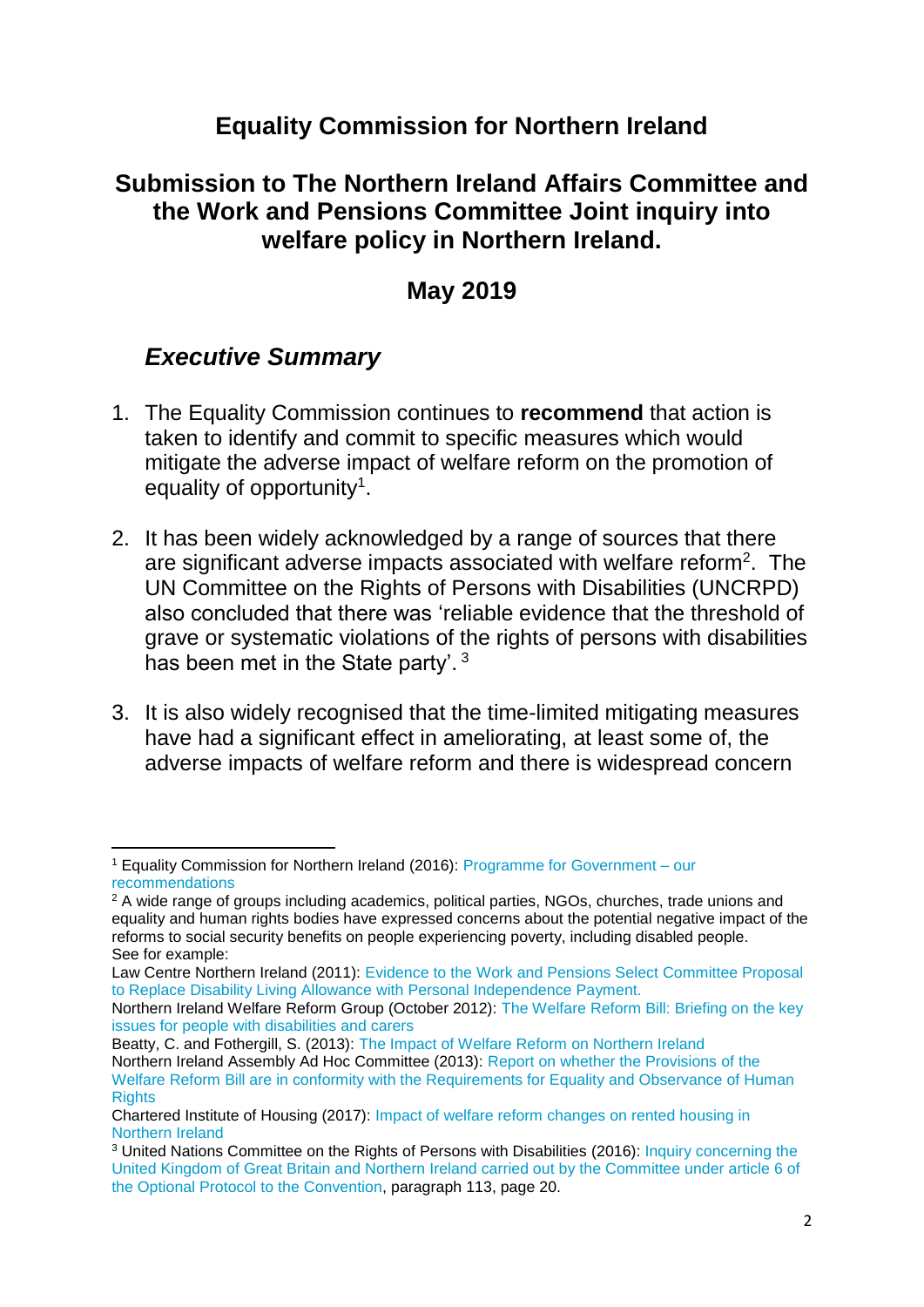# Equality Commission for Northern Ireland

## Submission to The Northern Ireland Affairs Committee and the Work and Pensions Committee Joint inquiry into welfare policy in Northern Ireland.

## May 2019

### *Executive Summary*

1. The Equality Commission continues to **recommend** that action is taken to identify and commit to specific measures which would mitigate the adverse impact of welfare reform on the promotion of equality of opportunity[1].

2. It has been widely acknowledged by a range of sources that there are significant adverse impacts associated with welfare reform[2]. The UN Committee on the Rights of Persons with Disabilities (UNCRPD) also concluded that there was 'reliable evidence that the threshold of grave or systematic violations of the rights of persons with disabilities has been met in the State party'. [3]

3. It is also widely recognised that the time-limited mitigating measures have had a significant effect in ameliorating, at least some of, the adverse impacts of welfare reform and there is widespread concern

---

[1] Equality Commission for Northern Ireland (2016): Programme for Government – our recommendations

[2] A wide range of groups including academics, political parties, NGOs, churches, trade unions and equality and human rights bodies have expressed concerns about the potential negative impact of the reforms to social security benefits on people experiencing poverty, including disabled people. See for example:
Law Centre Northern Ireland (2011): Evidence to the Work and Pensions Select Committee Proposal to Replace Disability Living Allowance with Personal Independence Payment.
Northern Ireland Welfare Reform Group (October 2012): The Welfare Reform Bill: Briefing on the key issues for people with disabilities and carers
Beatty, C. and Fothergill, S. (2013): The Impact of Welfare Reform on Northern Ireland
Northern Ireland Assembly Ad Hoc Committee (2013): Report on whether the Provisions of the Welfare Reform Bill are in conformity with the Requirements for Equality and Observance of Human Rights
Chartered Institute of Housing (2017): Impact of welfare reform changes on rented housing in Northern Ireland

[3] United Nations Committee on the Rights of Persons with Disabilities (2016): Inquiry concerning the United Kingdom of Great Britain and Northern Ireland carried out by the Committee under article 6 of the Optional Protocol to the Convention, paragraph 113, page 20.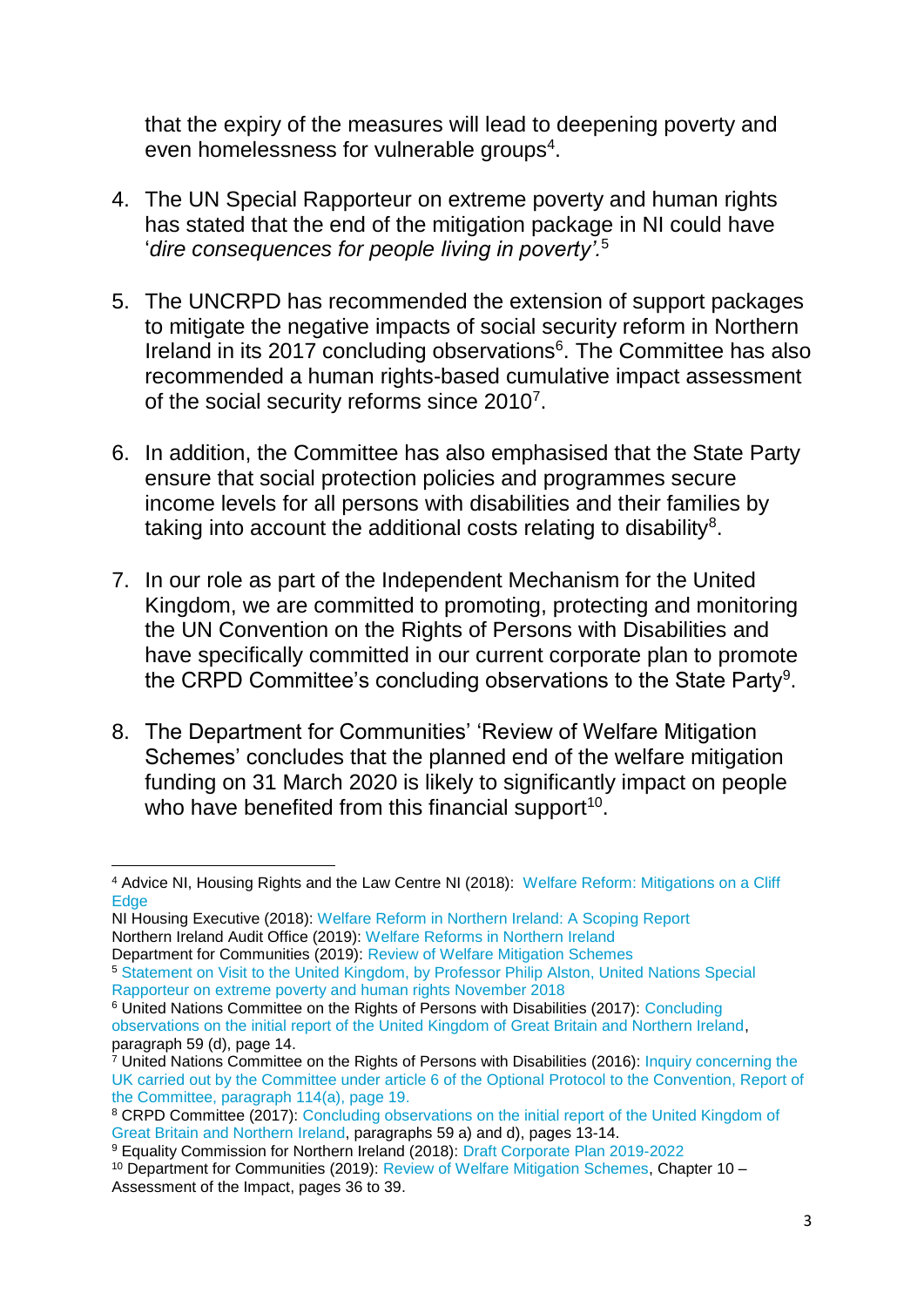that the expiry of the measures will lead to deepening poverty and even homelessness for vulnerable groups[4].

4. The UN Special Rapporteur on extreme poverty and human rights has stated that the end of the mitigation package in NI could have '*dire consequences for people living in poverty'.*[5]

5. The UNCRPD has recommended the extension of support packages to mitigate the negative impacts of social security reform in Northern Ireland in its 2017 concluding observations[6]. The Committee has also recommended a human rights-based cumulative impact assessment of the social security reforms since 2010[7].

6. In addition, the Committee has also emphasised that the State Party ensure that social protection policies and programmes secure income levels for all persons with disabilities and their families by taking into account the additional costs relating to disability[8].

7. In our role as part of the Independent Mechanism for the United Kingdom, we are committed to promoting, protecting and monitoring the UN Convention on the Rights of Persons with Disabilities and have specifically committed in our current corporate plan to promote the CRPD Committee's concluding observations to the State Party[9].

8. The Department for Communities' 'Review of Welfare Mitigation Schemes' concludes that the planned end of the welfare mitigation funding on 31 March 2020 is likely to significantly impact on people who have benefited from this financial support[10].

---

[4] Advice NI, Housing Rights and the Law Centre NI (2018): Welfare Reform: Mitigations on a Cliff Edge
NI Housing Executive (2018): Welfare Reform in Northern Ireland: A Scoping Report
Northern Ireland Audit Office (2019): Welfare Reforms in Northern Ireland
Department for Communities (2019): Review of Welfare Mitigation Schemes

[5] Statement on Visit to the United Kingdom, by Professor Philip Alston, United Nations Special Rapporteur on extreme poverty and human rights November 2018

[6] United Nations Committee on the Rights of Persons with Disabilities (2017): Concluding observations on the initial report of the United Kingdom of Great Britain and Northern Ireland, paragraph 59 (d), page 14.

[7] United Nations Committee on the Rights of Persons with Disabilities (2016): Inquiry concerning the UK carried out by the Committee under article 6 of the Optional Protocol to the Convention, Report of the Committee, paragraph 114(a), page 19.

[8] CRPD Committee (2017): Concluding observations on the initial report of the United Kingdom of Great Britain and Northern Ireland, paragraphs 59 a) and d), pages 13-14.

[9] Equality Commission for Northern Ireland (2018): Draft Corporate Plan 2019-2022

[10] Department for Communities (2019): Review of Welfare Mitigation Schemes, Chapter 10 – Assessment of the Impact, pages 36 to 39.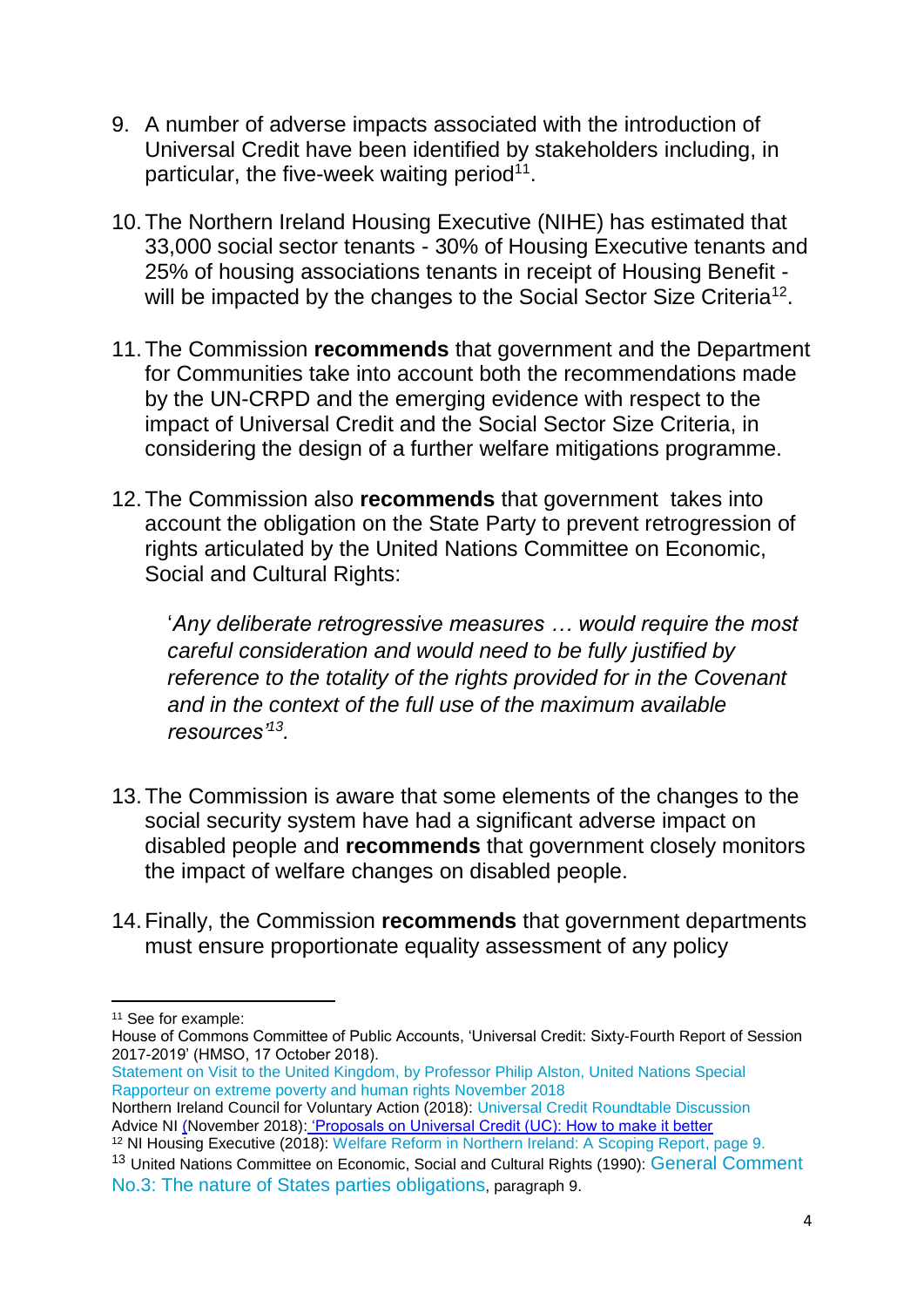9. A number of adverse impacts associated with the introduction of Universal Credit have been identified by stakeholders including, in particular, the five-week waiting period[11].

10. The Northern Ireland Housing Executive (NIHE) has estimated that 33,000 social sector tenants - 30% of Housing Executive tenants and 25% of housing associations tenants in receipt of Housing Benefit - will be impacted by the changes to the Social Sector Size Criteria[12].

11. The Commission **recommends** that government and the Department for Communities take into account both the recommendations made by the UN-CRPD and the emerging evidence with respect to the impact of Universal Credit and the Social Sector Size Criteria, in considering the design of a further welfare mitigations programme.

12. The Commission also **recommends** that government takes into account the obligation on the State Party to prevent retrogression of rights articulated by the United Nations Committee on Economic, Social and Cultural Rights:

    '*Any deliberate retrogressive measures … would require the most careful consideration and would need to be fully justified by reference to the totality of the rights provided for in the Covenant and in the context of the full use of the maximum available resources'*[13].

13. The Commission is aware that some elements of the changes to the social security system have had a significant adverse impact on disabled people and **recommends** that government closely monitors the impact of welfare changes on disabled people.

14. Finally, the Commission **recommends** that government departments must ensure proportionate equality assessment of any policy

---

[11] See for example:
House of Commons Committee of Public Accounts, 'Universal Credit: Sixty-Fourth Report of Session 2017-2019' (HMSO, 17 October 2018).
Statement on Visit to the United Kingdom, by Professor Philip Alston, United Nations Special Rapporteur on extreme poverty and human rights November 2018
Northern Ireland Council for Voluntary Action (2018): Universal Credit Roundtable Discussion
Advice NI (November 2018): 'Proposals on Universal Credit (UC): How to make it better

[12] NI Housing Executive (2018): Welfare Reform in Northern Ireland: A Scoping Report, page 9.

[13] United Nations Committee on Economic, Social and Cultural Rights (1990): General Comment No.3: The nature of States parties obligations, paragraph 9.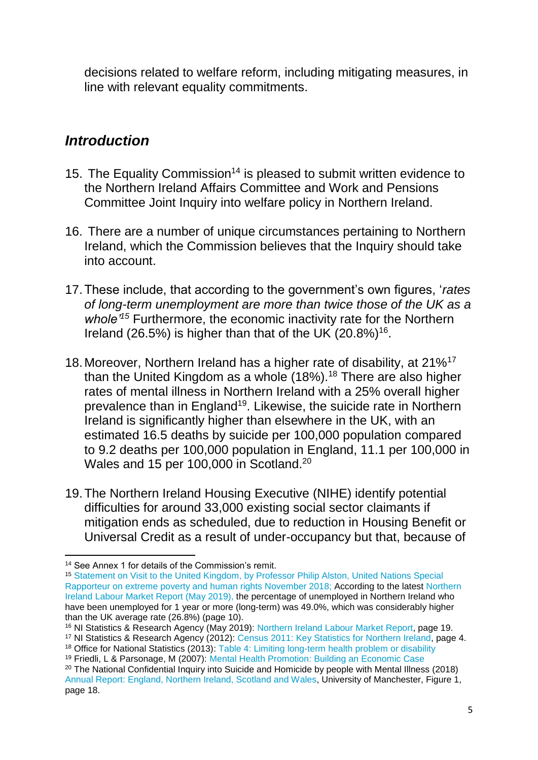decisions related to welfare reform, including mitigating measures, in line with relevant equality commitments.

## *Introduction*

15. The Equality Commission[14] is pleased to submit written evidence to the Northern Ireland Affairs Committee and Work and Pensions Committee Joint Inquiry into welfare policy in Northern Ireland.

16. There are a number of unique circumstances pertaining to Northern Ireland, which the Commission believes that the Inquiry should take into account.

17. These include, that according to the government's own figures, '*rates of long-term unemployment are more than twice those of the UK as a whole'*[15] Furthermore, the economic inactivity rate for the Northern Ireland (26.5%) is higher than that of the UK (20.8%)[16].

18. Moreover, Northern Ireland has a higher rate of disability, at 21%[17] than the United Kingdom as a whole (18%).[18] There are also higher rates of mental illness in Northern Ireland with a 25% overall higher prevalence than in England[19]. Likewise, the suicide rate in Northern Ireland is significantly higher than elsewhere in the UK, with an estimated 16.5 deaths by suicide per 100,000 population compared to 9.2 deaths per 100,000 population in England, 11.1 per 100,000 in Wales and 15 per 100,000 in Scotland.[20]

19. The Northern Ireland Housing Executive (NIHE) identify potential difficulties for around 33,000 existing social sector claimants if mitigation ends as scheduled, due to reduction in Housing Benefit or Universal Credit as a result of under-occupancy but that, because of

---

[14] See Annex 1 for details of the Commission's remit.

[15] Statement on Visit to the United Kingdom, by Professor Philip Alston, United Nations Special Rapporteur on extreme poverty and human rights November 2018; According to the latest Northern Ireland Labour Market Report (May 2019), the percentage of unemployed in Northern Ireland who have been unemployed for 1 year or more (long-term) was 49.0%, which was considerably higher than the UK average rate (26.8%) (page 10).

[16] NI Statistics & Research Agency (May 2019): Northern Ireland Labour Market Report, page 19.

[17] NI Statistics & Research Agency (2012): Census 2011: Key Statistics for Northern Ireland, page 4.

[18] Office for National Statistics (2013): Table 4: Limiting long-term health problem or disability

[19] Friedli, L & Parsonage, M (2007): Mental Health Promotion: Building an Economic Case

[20] The National Confidential Inquiry into Suicide and Homicide by people with Mental Illness (2018) Annual Report: England, Northern Ireland, Scotland and Wales, University of Manchester, Figure 1, page 18.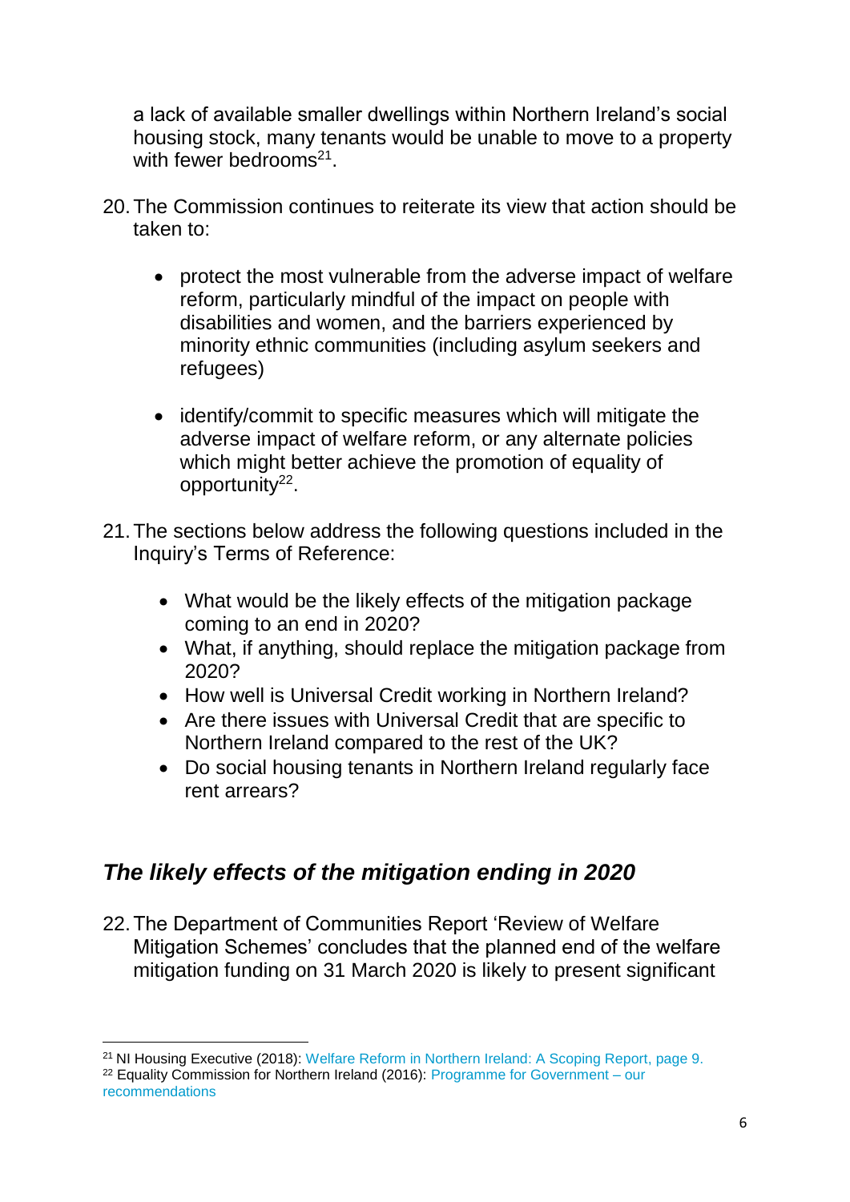a lack of available smaller dwellings within Northern Ireland's social housing stock, many tenants would be unable to move to a property with fewer bedrooms[21].

20. The Commission continues to reiterate its view that action should be taken to:

    - protect the most vulnerable from the adverse impact of welfare reform, particularly mindful of the impact on people with disabilities and women, and the barriers experienced by minority ethnic communities (including asylum seekers and refugees)

    - identify/commit to specific measures which will mitigate the adverse impact of welfare reform, or any alternate policies which might better achieve the promotion of equality of opportunity[22].

21. The sections below address the following questions included in the Inquiry's Terms of Reference:

    - What would be the likely effects of the mitigation package coming to an end in 2020?
    - What, if anything, should replace the mitigation package from 2020?
    - How well is Universal Credit working in Northern Ireland?
    - Are there issues with Universal Credit that are specific to Northern Ireland compared to the rest of the UK?
    - Do social housing tenants in Northern Ireland regularly face rent arrears?

## *The likely effects of the mitigation ending in 2020*

22. The Department of Communities Report 'Review of Welfare Mitigation Schemes' concludes that the planned end of the welfare mitigation funding on 31 March 2020 is likely to present significant

---

[21] NI Housing Executive (2018): Welfare Reform in Northern Ireland: A Scoping Report, page 9.

[22] Equality Commission for Northern Ireland (2016): Programme for Government – our recommendations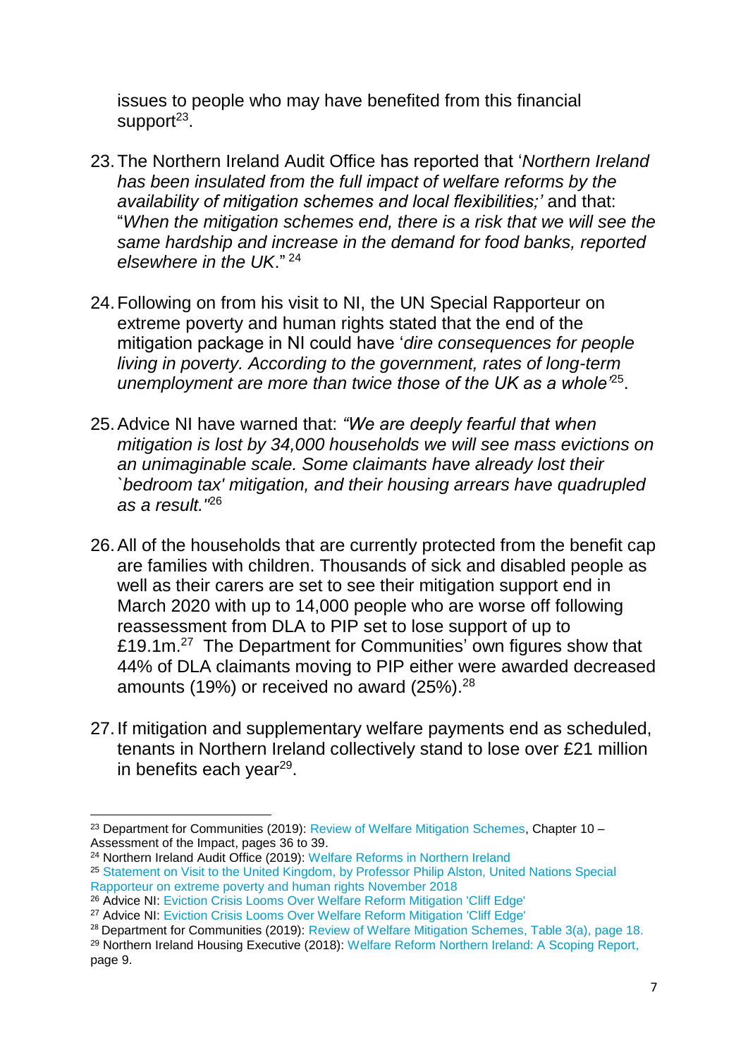issues to people who may have benefited from this financial support[23].

23. The Northern Ireland Audit Office has reported that '*Northern Ireland has been insulated from the full impact of welfare reforms by the availability of mitigation schemes and local flexibilities;'* and that: "*When the mitigation schemes end, there is a risk that we will see the same hardship and increase in the demand for food banks, reported elsewhere in the UK*." [24]

24. Following on from his visit to NI, the UN Special Rapporteur on extreme poverty and human rights stated that the end of the mitigation package in NI could have '*dire consequences for people living in poverty. According to the government, rates of long-term unemployment are more than twice those of the UK as a whole'*[25].

25. Advice NI have warned that: *"We are deeply fearful that when mitigation is lost by 34,000 households we will see mass evictions on an unimaginable scale. Some claimants have already lost their `bedroom tax' mitigation, and their housing arrears have quadrupled as a result."*[26]

26. All of the households that are currently protected from the benefit cap are families with children. Thousands of sick and disabled people as well as their carers are set to see their mitigation support end in March 2020 with up to 14,000 people who are worse off following reassessment from DLA to PIP set to lose support of up to £19.1m.[27] The Department for Communities' own figures show that 44% of DLA claimants moving to PIP either were awarded decreased amounts (19%) or received no award (25%).[28]

27. If mitigation and supplementary welfare payments end as scheduled, tenants in Northern Ireland collectively stand to lose over £21 million in benefits each year[29].

---

[23] Department for Communities (2019): Review of Welfare Mitigation Schemes, Chapter 10 – Assessment of the Impact, pages 36 to 39.

[24] Northern Ireland Audit Office (2019): Welfare Reforms in Northern Ireland

[25] Statement on Visit to the United Kingdom, by Professor Philip Alston, United Nations Special Rapporteur on extreme poverty and human rights November 2018

[26] Advice NI: Eviction Crisis Looms Over Welfare Reform Mitigation 'Cliff Edge'

[27] Advice NI: Eviction Crisis Looms Over Welfare Reform Mitigation 'Cliff Edge'

[28] Department for Communities (2019): Review of Welfare Mitigation Schemes, Table 3(a), page 18.

[29] Northern Ireland Housing Executive (2018): Welfare Reform Northern Ireland: A Scoping Report, page 9.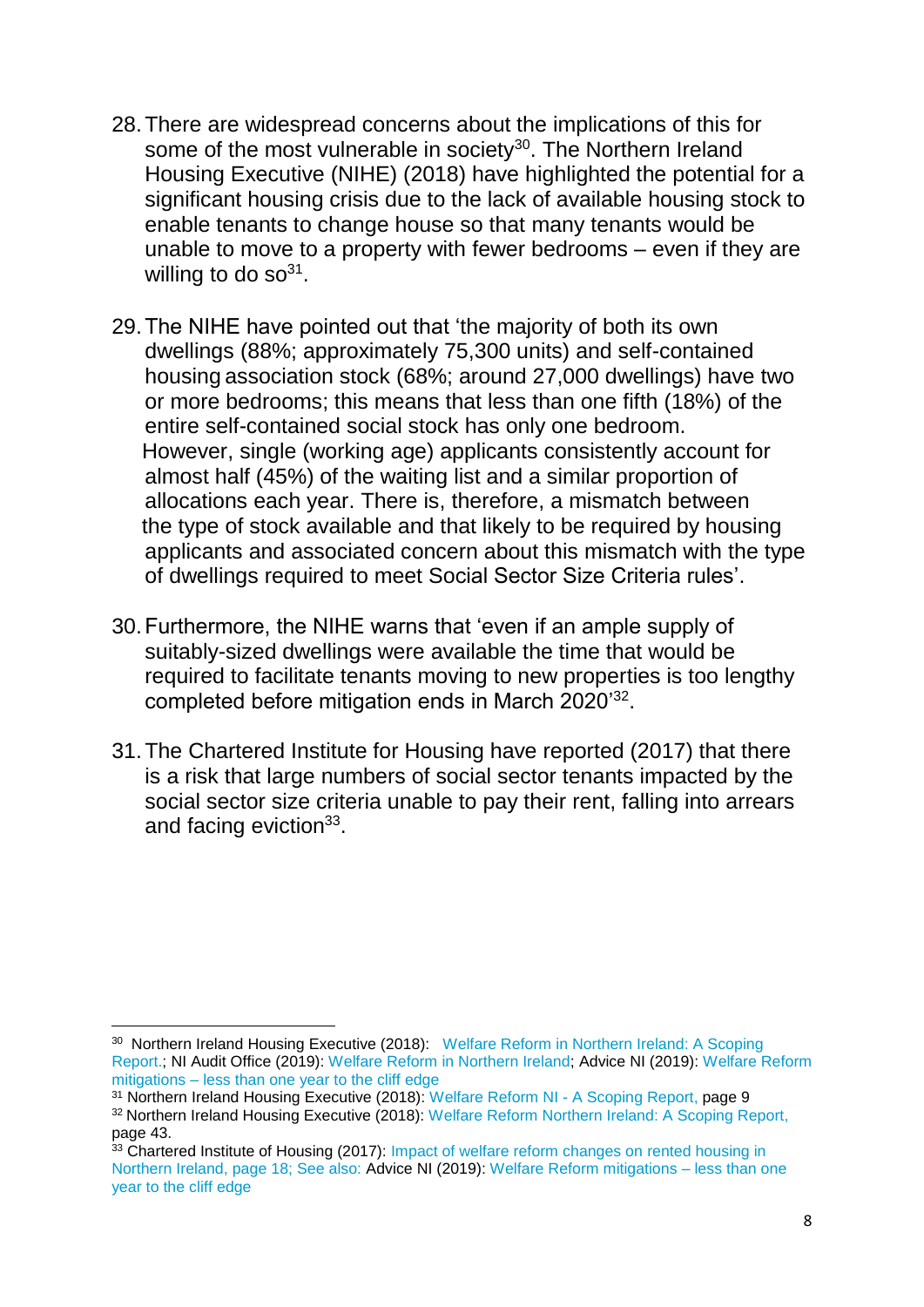28. There are widespread concerns about the implications of this for some of the most vulnerable in society[30]. The Northern Ireland Housing Executive (NIHE) (2018) have highlighted the potential for a significant housing crisis due to the lack of available housing stock to enable tenants to change house so that many tenants would be unable to move to a property with fewer bedrooms – even if they are willing to do so[31].

29. The NIHE have pointed out that 'the majority of both its own dwellings (88%; approximately 75,300 units) and self-contained housing association stock (68%; around 27,000 dwellings) have two or more bedrooms; this means that less than one fifth (18%) of the entire self-contained social stock has only one bedroom. However, single (working age) applicants consistently account for almost half (45%) of the waiting list and a similar proportion of allocations each year. There is, therefore, a mismatch between the type of stock available and that likely to be required by housing applicants and associated concern about this mismatch with the type of dwellings required to meet Social Sector Size Criteria rules'.

30. Furthermore, the NIHE warns that 'even if an ample supply of suitably-sized dwellings were available the time that would be required to facilitate tenants moving to new properties is too lengthy completed before mitigation ends in March 2020'[32].

31. The Chartered Institute for Housing have reported (2017) that there is a risk that large numbers of social sector tenants impacted by the social sector size criteria unable to pay their rent, falling into arrears and facing eviction[33].

---

[30] Northern Ireland Housing Executive (2018): Welfare Reform in Northern Ireland: A Scoping Report.; NI Audit Office (2019): Welfare Reform in Northern Ireland; Advice NI (2019): Welfare Reform mitigations – less than one year to the cliff edge

[31] Northern Ireland Housing Executive (2018): Welfare Reform NI - A Scoping Report, page 9

[32] Northern Ireland Housing Executive (2018): Welfare Reform Northern Ireland: A Scoping Report, page 43.

[33] Chartered Institute of Housing (2017): Impact of welfare reform changes on rented housing in Northern Ireland, page 18; See also: Advice NI (2019): Welfare Reform mitigations – less than one year to the cliff edge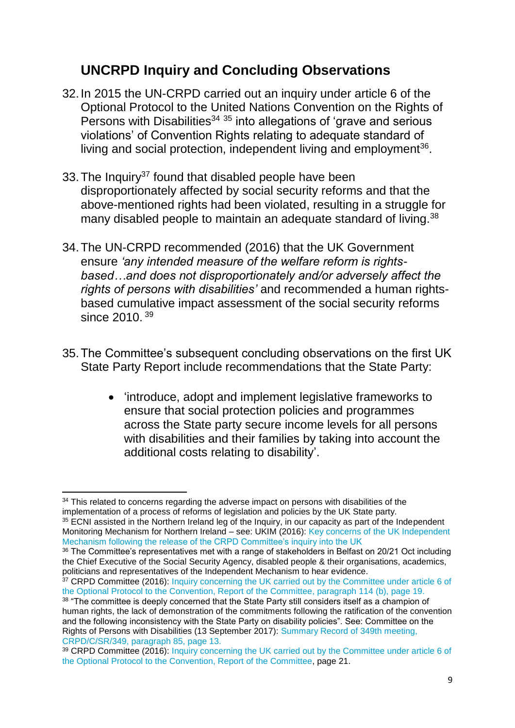## UNCRPD Inquiry and Concluding Observations

32. In 2015 the UN-CRPD carried out an inquiry under article 6 of the Optional Protocol to the United Nations Convention on the Rights of Persons with Disabilities[34] [35] into allegations of 'grave and serious violations' of Convention Rights relating to adequate standard of living and social protection, independent living and employment[36].

33. The Inquiry[37] found that disabled people have been disproportionately affected by social security reforms and that the above-mentioned rights had been violated, resulting in a struggle for many disabled people to maintain an adequate standard of living.[38]

34. The UN-CRPD recommended (2016) that the UK Government ensure *'any intended measure of the welfare reform is rights-based…and does not disproportionately and/or adversely affect the rights of persons with disabilities'* and recommended a human rights-based cumulative impact assessment of the social security reforms since 2010. [39]

35. The Committee's subsequent concluding observations on the first UK State Party Report include recommendations that the State Party:

    - 'introduce, adopt and implement legislative frameworks to ensure that social protection policies and programmes across the State party secure income levels for all persons with disabilities and their families by taking into account the additional costs relating to disability'.

---

[34] This related to concerns regarding the adverse impact on persons with disabilities of the implementation of a process of reforms of legislation and policies by the UK State party.

[35] ECNI assisted in the Northern Ireland leg of the Inquiry, in our capacity as part of the Independent Monitoring Mechanism for Northern Ireland – see: UKIM (2016): Key concerns of the UK Independent Mechanism following the release of the CRPD Committee's inquiry into the UK

[36] The Committee's representatives met with a range of stakeholders in Belfast on 20/21 Oct including the Chief Executive of the Social Security Agency, disabled people & their organisations, academics, politicians and representatives of the Independent Mechanism to hear evidence.

[37] CRPD Committee (2016): Inquiry concerning the UK carried out by the Committee under article 6 of the Optional Protocol to the Convention, Report of the Committee, paragraph 114 (b), page 19.

[38] "The committee is deeply concerned that the State Party still considers itself as a champion of human rights, the lack of demonstration of the commitments following the ratification of the convention and the following inconsistency with the State Party on disability policies". See: Committee on the Rights of Persons with Disabilities (13 September 2017): Summary Record of 349th meeting, CRPD/C/SR/349, paragraph 85, page 13.

[39] CRPD Committee (2016): Inquiry concerning the UK carried out by the Committee under article 6 of the Optional Protocol to the Convention, Report of the Committee, page 21.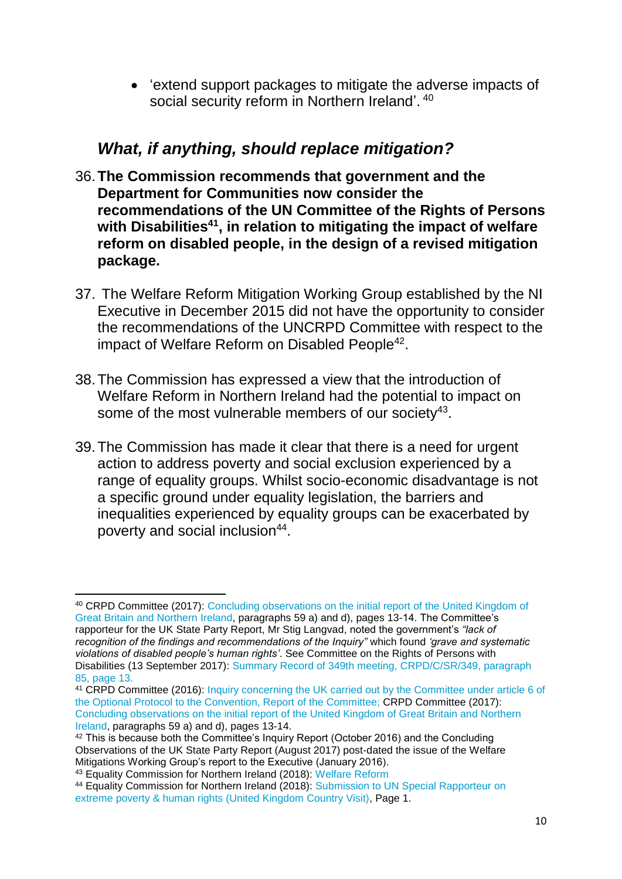- 'extend support packages to mitigate the adverse impacts of social security reform in Northern Ireland'. [40]

## *What, if anything, should replace mitigation?*

36. **The Commission recommends that government and the Department for Communities now consider the recommendations of the UN Committee of the Rights of Persons with Disabilities[41], in relation to mitigating the impact of welfare reform on disabled people, in the design of a revised mitigation package.**

37. The Welfare Reform Mitigation Working Group established by the NI Executive in December 2015 did not have the opportunity to consider the recommendations of the UNCRPD Committee with respect to the impact of Welfare Reform on Disabled People[42].

38. The Commission has expressed a view that the introduction of Welfare Reform in Northern Ireland had the potential to impact on some of the most vulnerable members of our society[43].

39. The Commission has made it clear that there is a need for urgent action to address poverty and social exclusion experienced by a range of equality groups. Whilst socio-economic disadvantage is not a specific ground under equality legislation, the barriers and inequalities experienced by equality groups can be exacerbated by poverty and social inclusion[44].

---

[40] CRPD Committee (2017): Concluding observations on the initial report of the United Kingdom of Great Britain and Northern Ireland, paragraphs 59 a) and d), pages 13-14. The Committee's rapporteur for the UK State Party Report, Mr Stig Langvad, noted the government's *"lack of recognition of the findings and recommendations of the Inquiry"* which found *'grave and systematic violations of disabled people's human rights'*. See Committee on the Rights of Persons with Disabilities (13 September 2017): Summary Record of 349th meeting, CRPD/C/SR/349, paragraph 85, page 13.

[41] CRPD Committee (2016): Inquiry concerning the UK carried out by the Committee under article 6 of the Optional Protocol to the Convention, Report of the Committee; CRPD Committee (2017): Concluding observations on the initial report of the United Kingdom of Great Britain and Northern Ireland, paragraphs 59 a) and d), pages 13-14.

[42] This is because both the Committee's Inquiry Report (October 2016) and the Concluding Observations of the UK State Party Report (August 2017) post-dated the issue of the Welfare Mitigations Working Group's report to the Executive (January 2016).

[43] Equality Commission for Northern Ireland (2018): Welfare Reform

[44] Equality Commission for Northern Ireland (2018): Submission to UN Special Rapporteur on extreme poverty & human rights (United Kingdom Country Visit), Page 1.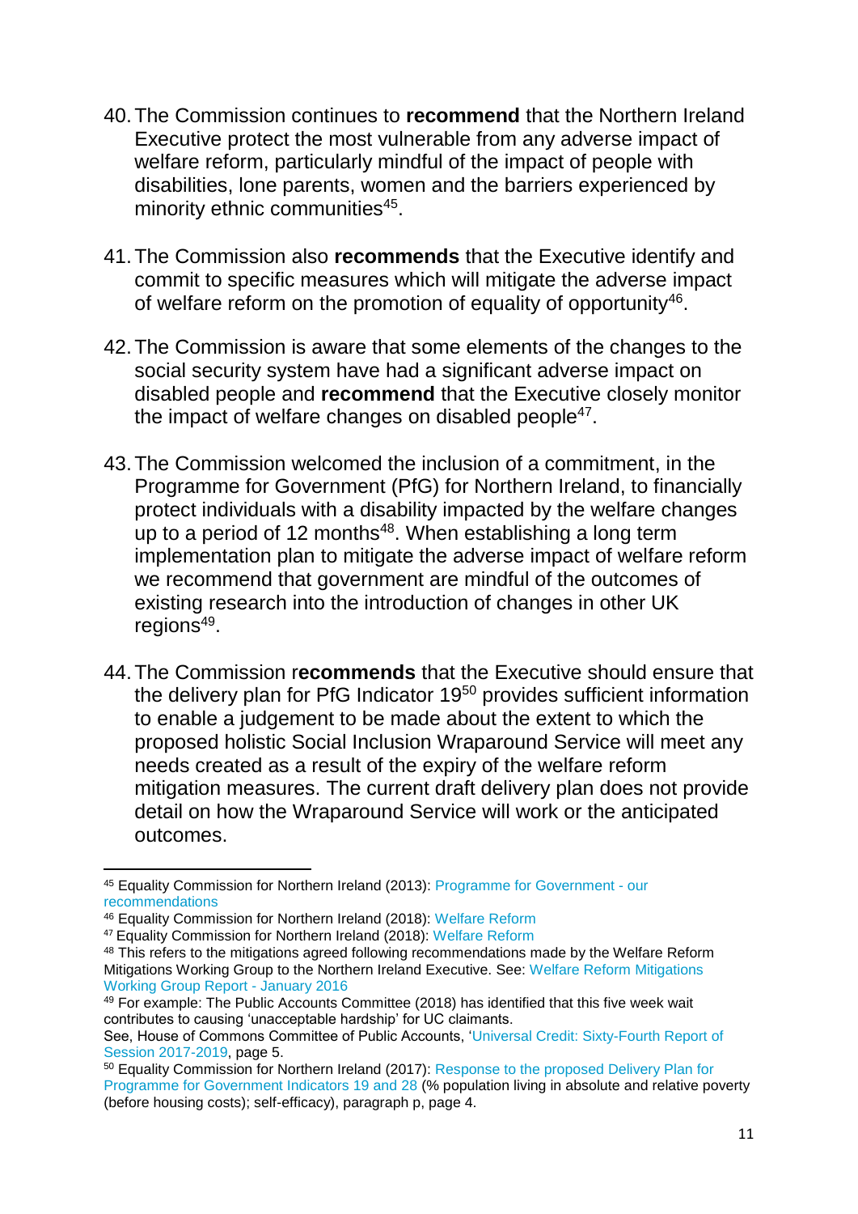40. The Commission continues to **recommend** that the Northern Ireland Executive protect the most vulnerable from any adverse impact of welfare reform, particularly mindful of the impact of people with disabilities, lone parents, women and the barriers experienced by minority ethnic communities[45].

41. The Commission also **recommends** that the Executive identify and commit to specific measures which will mitigate the adverse impact of welfare reform on the promotion of equality of opportunity[46].

42. The Commission is aware that some elements of the changes to the social security system have had a significant adverse impact on disabled people and **recommend** that the Executive closely monitor the impact of welfare changes on disabled people[47].

43. The Commission welcomed the inclusion of a commitment, in the Programme for Government (PfG) for Northern Ireland, to financially protect individuals with a disability impacted by the welfare changes up to a period of 12 months[48]. When establishing a long term implementation plan to mitigate the adverse impact of welfare reform we recommend that government are mindful of the outcomes of existing research into the introduction of changes in other UK regions[49].

44. The Commission r**ecommends** that the Executive should ensure that the delivery plan for PfG Indicator 19[50] provides sufficient information to enable a judgement to be made about the extent to which the proposed holistic Social Inclusion Wraparound Service will meet any needs created as a result of the expiry of the welfare reform mitigation measures. The current draft delivery plan does not provide detail on how the Wraparound Service will work or the anticipated outcomes.

---

[45] Equality Commission for Northern Ireland (2013): Programme for Government - our recommendations

[46] Equality Commission for Northern Ireland (2018): Welfare Reform

[47] Equality Commission for Northern Ireland (2018): Welfare Reform

[48] This refers to the mitigations agreed following recommendations made by the Welfare Reform Mitigations Working Group to the Northern Ireland Executive. See: Welfare Reform Mitigations Working Group Report - January 2016

[49] For example: The Public Accounts Committee (2018) has identified that this five week wait contributes to causing 'unacceptable hardship' for UC claimants.
See, House of Commons Committee of Public Accounts, 'Universal Credit: Sixty-Fourth Report of Session 2017-2019, page 5.

[50] Equality Commission for Northern Ireland (2017): Response to the proposed Delivery Plan for Programme for Government Indicators 19 and 28 (% population living in absolute and relative poverty (before housing costs); self-efficacy), paragraph p, page 4.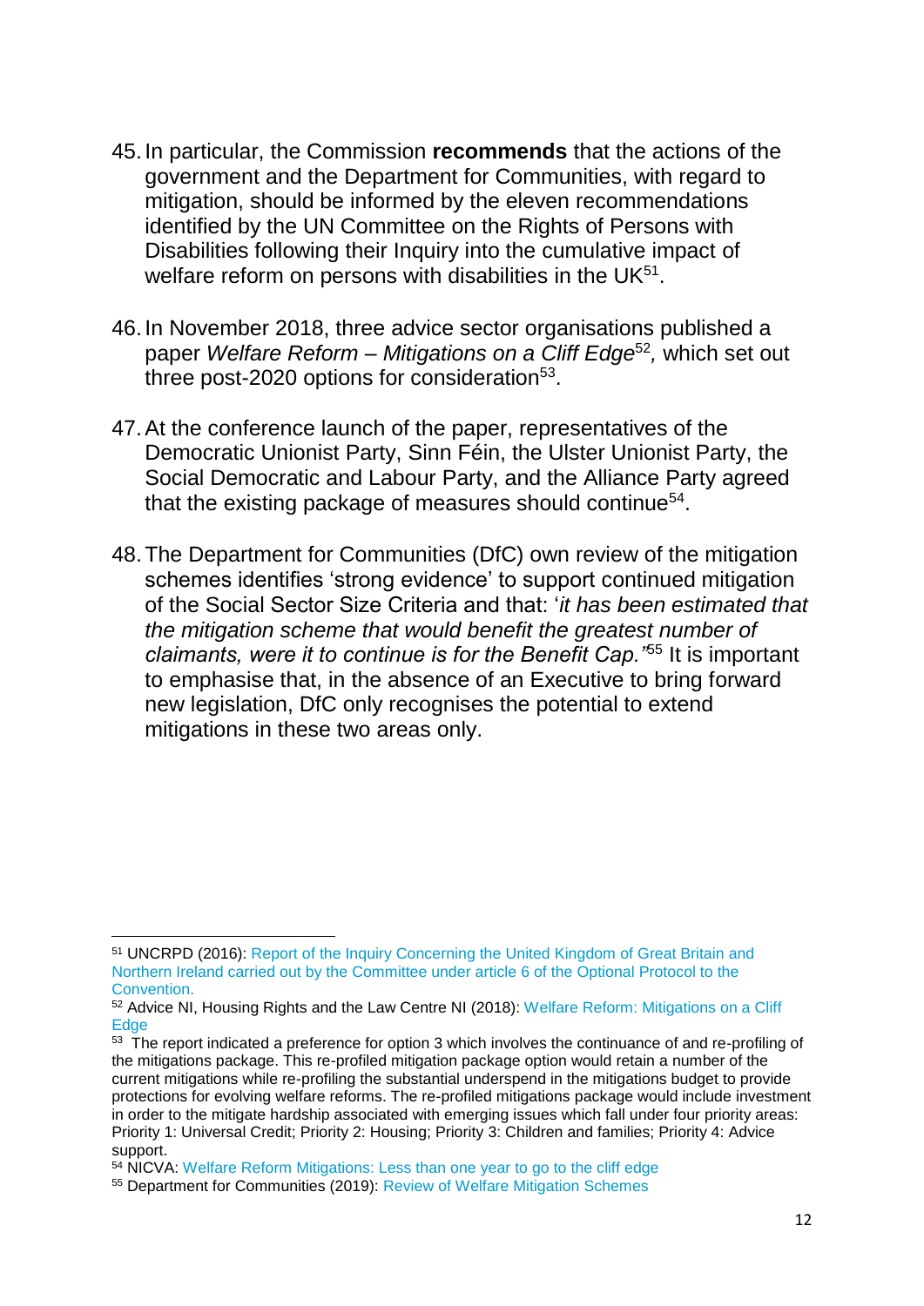45. In particular, the Commission **recommends** that the actions of the government and the Department for Communities, with regard to mitigation, should be informed by the eleven recommendations identified by the UN Committee on the Rights of Persons with Disabilities following their Inquiry into the cumulative impact of welfare reform on persons with disabilities in the UK[51].

46. In November 2018, three advice sector organisations published a paper *Welfare Reform – Mitigations on a Cliff Edge*[52]*,* which set out three post-2020 options for consideration[53].

47. At the conference launch of the paper, representatives of the Democratic Unionist Party, Sinn Féin, the Ulster Unionist Party, the Social Democratic and Labour Party, and the Alliance Party agreed that the existing package of measures should continue[54].

48. The Department for Communities (DfC) own review of the mitigation schemes identifies 'strong evidence' to support continued mitigation of the Social Sector Size Criteria and that: '*it has been estimated that the mitigation scheme that would benefit the greatest number of claimants, were it to continue is for the Benefit Cap.'*[55] It is important to emphasise that, in the absence of an Executive to bring forward new legislation, DfC only recognises the potential to extend mitigations in these two areas only.

---

[51] UNCRPD (2016): Report of the Inquiry Concerning the United Kingdom of Great Britain and Northern Ireland carried out by the Committee under article 6 of the Optional Protocol to the Convention.

[52] Advice NI, Housing Rights and the Law Centre NI (2018): Welfare Reform: Mitigations on a Cliff Edge

[53] The report indicated a preference for option 3 which involves the continuance of and re-profiling of the mitigations package. This re-profiled mitigation package option would retain a number of the current mitigations while re-profiling the substantial underspend in the mitigations budget to provide protections for evolving welfare reforms. The re-profiled mitigations package would include investment in order to the mitigate hardship associated with emerging issues which fall under four priority areas: Priority 1: Universal Credit; Priority 2: Housing; Priority 3: Children and families; Priority 4: Advice support.

[54] NICVA: Welfare Reform Mitigations: Less than one year to go to the cliff edge

[55] Department for Communities (2019): Review of Welfare Mitigation Schemes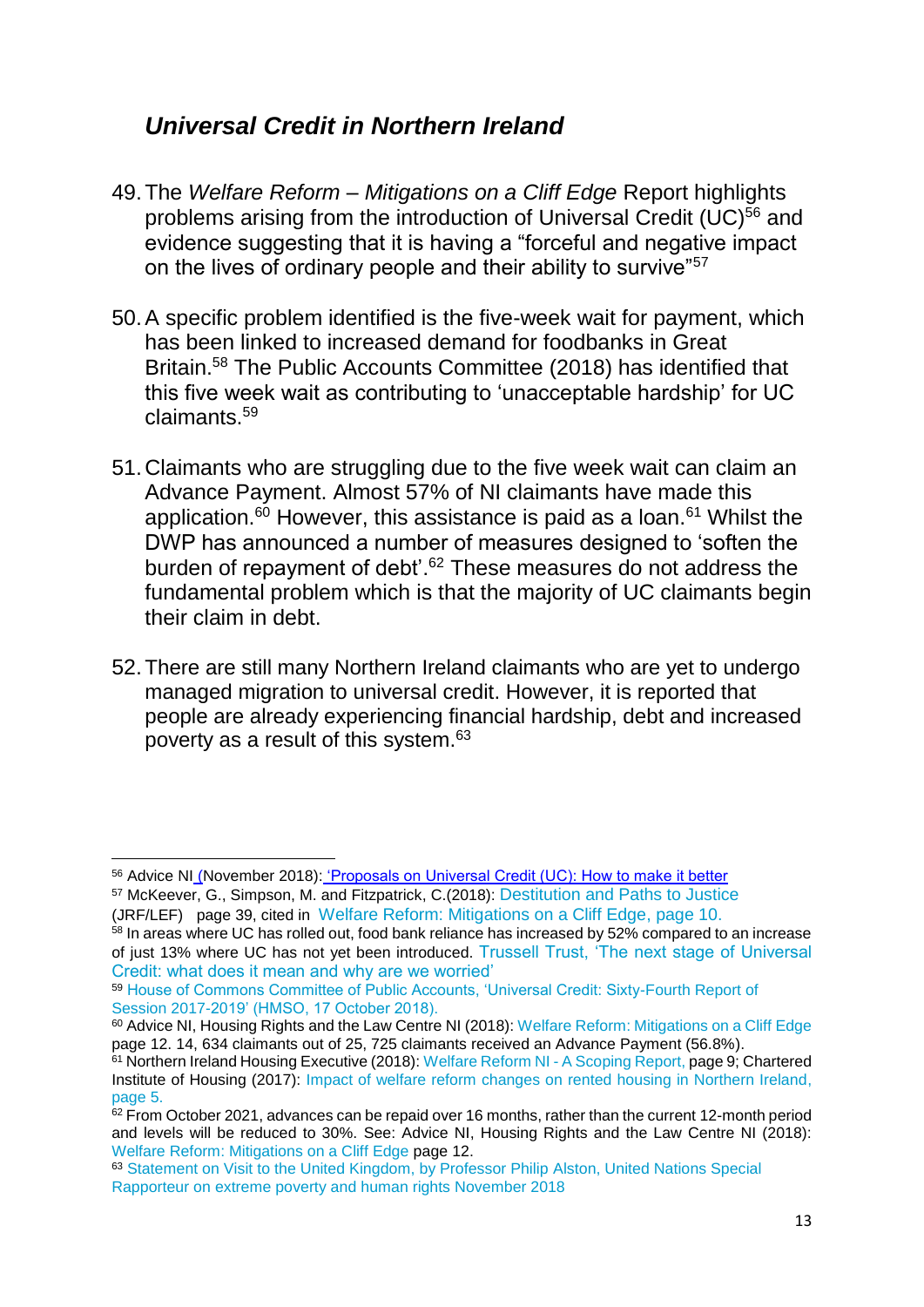## *Universal Credit in Northern Ireland*

49. The *Welfare Reform – Mitigations on a Cliff Edge* Report highlights problems arising from the introduction of Universal Credit (UC)[56] and evidence suggesting that it is having a "forceful and negative impact on the lives of ordinary people and their ability to survive"[57]

50. A specific problem identified is the five-week wait for payment, which has been linked to increased demand for foodbanks in Great Britain.[58] The Public Accounts Committee (2018) has identified that this five week wait as contributing to 'unacceptable hardship' for UC claimants.[59]

51. Claimants who are struggling due to the five week wait can claim an Advance Payment. Almost 57% of NI claimants have made this application.[60] However, this assistance is paid as a loan.[61] Whilst the DWP has announced a number of measures designed to 'soften the burden of repayment of debt'.[62] These measures do not address the fundamental problem which is that the majority of UC claimants begin their claim in debt.

52. There are still many Northern Ireland claimants who are yet to undergo managed migration to universal credit. However, it is reported that people are already experiencing financial hardship, debt and increased poverty as a result of this system.[63]

---

[56] Advice NI (November 2018): 'Proposals on Universal Credit (UC): How to make it better

[57] McKeever, G., Simpson, M. and Fitzpatrick, C.(2018): Destitution and Paths to Justice (JRF/LEF) page 39, cited in Welfare Reform: Mitigations on a Cliff Edge, page 10.

[58] In areas where UC has rolled out, food bank reliance has increased by 52% compared to an increase of just 13% where UC has not yet been introduced. Trussell Trust, 'The next stage of Universal Credit: what does it mean and why are we worried'

[59] House of Commons Committee of Public Accounts, 'Universal Credit: Sixty-Fourth Report of Session 2017-2019' (HMSO, 17 October 2018).

[60] Advice NI, Housing Rights and the Law Centre NI (2018): Welfare Reform: Mitigations on a Cliff Edge page 12. 14, 634 claimants out of 25, 725 claimants received an Advance Payment (56.8%).

[61] Northern Ireland Housing Executive (2018): Welfare Reform NI - A Scoping Report, page 9; Chartered Institute of Housing (2017): Impact of welfare reform changes on rented housing in Northern Ireland, page 5.

[62] From October 2021, advances can be repaid over 16 months, rather than the current 12-month period and levels will be reduced to 30%. See: Advice NI, Housing Rights and the Law Centre NI (2018): Welfare Reform: Mitigations on a Cliff Edge page 12.

[63] Statement on Visit to the United Kingdom, by Professor Philip Alston, United Nations Special Rapporteur on extreme poverty and human rights November 2018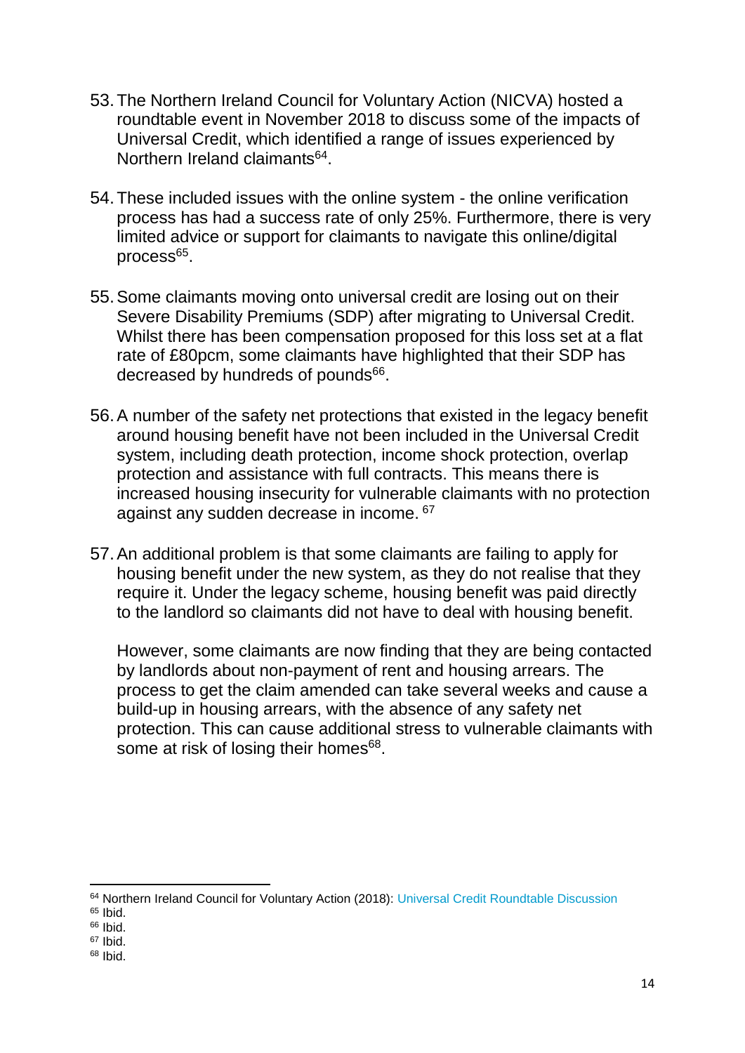53. The Northern Ireland Council for Voluntary Action (NICVA) hosted a roundtable event in November 2018 to discuss some of the impacts of Universal Credit, which identified a range of issues experienced by Northern Ireland claimants[64].

54. These included issues with the online system - the online verification process has had a success rate of only 25%. Furthermore, there is very limited advice or support for claimants to navigate this online/digital process[65].

55. Some claimants moving onto universal credit are losing out on their Severe Disability Premiums (SDP) after migrating to Universal Credit. Whilst there has been compensation proposed for this loss set at a flat rate of £80pcm, some claimants have highlighted that their SDP has decreased by hundreds of pounds[66].

56. A number of the safety net protections that existed in the legacy benefit around housing benefit have not been included in the Universal Credit system, including death protection, income shock protection, overlap protection and assistance with full contracts. This means there is increased housing insecurity for vulnerable claimants with no protection against any sudden decrease in income. [67]

57. An additional problem is that some claimants are failing to apply for housing benefit under the new system, as they do not realise that they require it. Under the legacy scheme, housing benefit was paid directly to the landlord so claimants did not have to deal with housing benefit.

    However, some claimants are now finding that they are being contacted by landlords about non-payment of rent and housing arrears. The process to get the claim amended can take several weeks and cause a build-up in housing arrears, with the absence of any safety net protection. This can cause additional stress to vulnerable claimants with some at risk of losing their homes[68].

---

[64] Northern Ireland Council for Voluntary Action (2018): Universal Credit Roundtable Discussion
[65] Ibid.
[66] Ibid.
[67] Ibid.
[68] Ibid.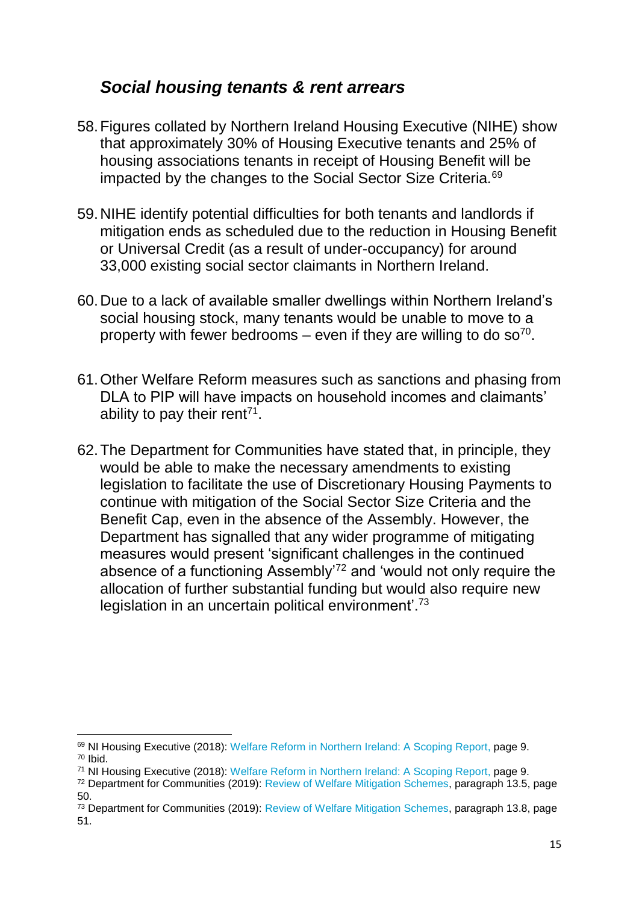### *Social housing tenants & rent arrears*

58. Figures collated by Northern Ireland Housing Executive (NIHE) show that approximately 30% of Housing Executive tenants and 25% of housing associations tenants in receipt of Housing Benefit will be impacted by the changes to the Social Sector Size Criteria.[69]

59. NIHE identify potential difficulties for both tenants and landlords if mitigation ends as scheduled due to the reduction in Housing Benefit or Universal Credit (as a result of under-occupancy) for around 33,000 existing social sector claimants in Northern Ireland.

60. Due to a lack of available smaller dwellings within Northern Ireland's social housing stock, many tenants would be unable to move to a property with fewer bedrooms – even if they are willing to do so[70].

61. Other Welfare Reform measures such as sanctions and phasing from DLA to PIP will have impacts on household incomes and claimants' ability to pay their rent[71].

62. The Department for Communities have stated that, in principle, they would be able to make the necessary amendments to existing legislation to facilitate the use of Discretionary Housing Payments to continue with mitigation of the Social Sector Size Criteria and the Benefit Cap, even in the absence of the Assembly. However, the Department has signalled that any wider programme of mitigating measures would present 'significant challenges in the continued absence of a functioning Assembly'[72] and 'would not only require the allocation of further substantial funding but would also require new legislation in an uncertain political environment'.[73]

---

[69] NI Housing Executive (2018): Welfare Reform in Northern Ireland: A Scoping Report, page 9.
[70] Ibid.
[71] NI Housing Executive (2018): Welfare Reform in Northern Ireland: A Scoping Report, page 9.
[72] Department for Communities (2019): Review of Welfare Mitigation Schemes, paragraph 13.5, page 50.
[73] Department for Communities (2019): Review of Welfare Mitigation Schemes, paragraph 13.8, page 51.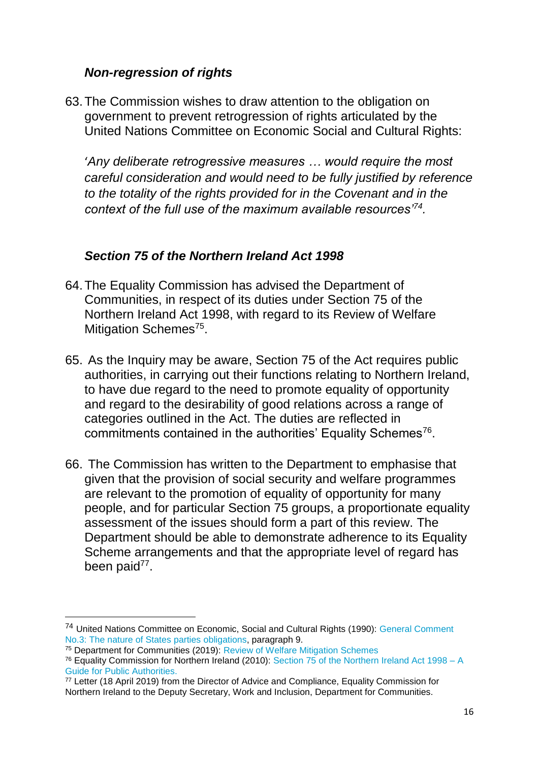### *Non-regression of rights*

63. The Commission wishes to draw attention to the obligation on government to prevent retrogression of rights articulated by the United Nations Committee on Economic Social and Cultural Rights:

    *'Any deliberate retrogressive measures … would require the most careful consideration and would need to be fully justified by reference to the totality of the rights provided for in the Covenant and in the context of the full use of the maximum available resources'*[74].

### *Section 75 of the Northern Ireland Act 1998*

64. The Equality Commission has advised the Department of Communities, in respect of its duties under Section 75 of the Northern Ireland Act 1998, with regard to its Review of Welfare Mitigation Schemes[75].

65. As the Inquiry may be aware, Section 75 of the Act requires public authorities, in carrying out their functions relating to Northern Ireland, to have due regard to the need to promote equality of opportunity and regard to the desirability of good relations across a range of categories outlined in the Act. The duties are reflected in commitments contained in the authorities' Equality Schemes[76].

66. The Commission has written to the Department to emphasise that given that the provision of social security and welfare programmes are relevant to the promotion of equality of opportunity for many people, and for particular Section 75 groups, a proportionate equality assessment of the issues should form a part of this review. The Department should be able to demonstrate adherence to its Equality Scheme arrangements and that the appropriate level of regard has been paid[77].

---

[74] United Nations Committee on Economic, Social and Cultural Rights (1990): General Comment No.3: The nature of States parties obligations, paragraph 9.

[75] Department for Communities (2019): Review of Welfare Mitigation Schemes

[76] Equality Commission for Northern Ireland (2010): Section 75 of the Northern Ireland Act 1998 – A Guide for Public Authorities.

[77] Letter (18 April 2019) from the Director of Advice and Compliance, Equality Commission for Northern Ireland to the Deputy Secretary, Work and Inclusion, Department for Communities.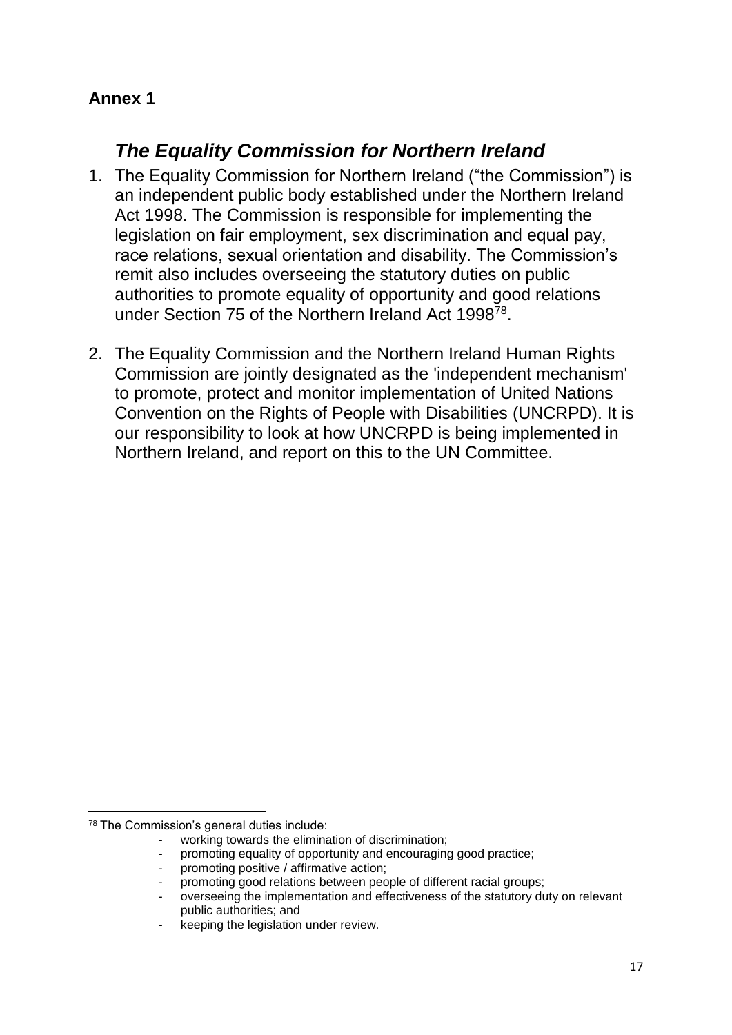**Annex 1**

## *The Equality Commission for Northern Ireland*

1. The Equality Commission for Northern Ireland ("the Commission") is an independent public body established under the Northern Ireland Act 1998. The Commission is responsible for implementing the legislation on fair employment, sex discrimination and equal pay, race relations, sexual orientation and disability. The Commission's remit also includes overseeing the statutory duties on public authorities to promote equality of opportunity and good relations under Section 75 of the Northern Ireland Act 1998[78].

2. The Equality Commission and the Northern Ireland Human Rights Commission are jointly designated as the 'independent mechanism' to promote, protect and monitor implementation of United Nations Convention on the Rights of People with Disabilities (UNCRPD). It is our responsibility to look at how UNCRPD is being implemented in Northern Ireland, and report on this to the UN Committee.

---

[78] The Commission's general duties include:

- working towards the elimination of discrimination;
- promoting equality of opportunity and encouraging good practice;
- promoting positive / affirmative action;
- promoting good relations between people of different racial groups;
- overseeing the implementation and effectiveness of the statutory duty on relevant public authorities; and
- keeping the legislation under review.